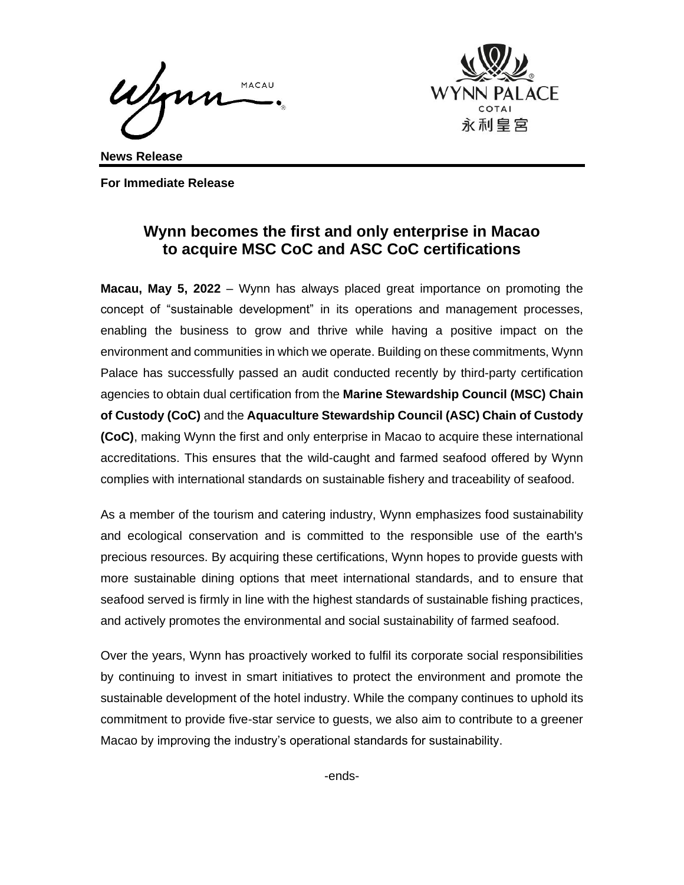**News Release**

**For Immediate Release**

# Wynn becomes the first and only enterprise in Macao to acquire MSC CoC and ASC CoC certifications

**Macau, May 5, 2022** – Wynn has always placed great importance on promoting the concept of "sustainable development" in its operations and management processes, enabling the business to grow and thrive while having a positive impact on the environment and communities in which we operate. Building on these commitments, Wynn Palace has successfully passed an audit conducted recently by third-party certification agencies to obtain dual certification from the **Marine Stewardship Council (MSC) Chain of Custody (CoC)** and the **Aquaculture Stewardship Council (ASC) Chain of Custody (CoC)**, making Wynn the first and only enterprise in Macao to acquire these international accreditations. This ensures that the wild-caught and farmed seafood offered by Wynn complies with international standards on sustainable fishery and traceability of seafood.

As a member of the tourism and catering industry, Wynn emphasizes food sustainability and ecological conservation and is committed to the responsible use of the earth's precious resources. By acquiring these certifications, Wynn hopes to provide guests with more sustainable dining options that meet international standards, and to ensure that seafood served is firmly in line with the highest standards of sustainable fishing practices, and actively promotes the environmental and social sustainability of farmed seafood.

Over the years, Wynn has proactively worked to fulfil its corporate social responsibilities by continuing to invest in smart initiatives to protect the environment and promote the sustainable development of the hotel industry. While the company continues to uphold its commitment to provide five-star service to guests, we also aim to contribute to a greener Macao by improving the industry's operational standards for sustainability.

-ends-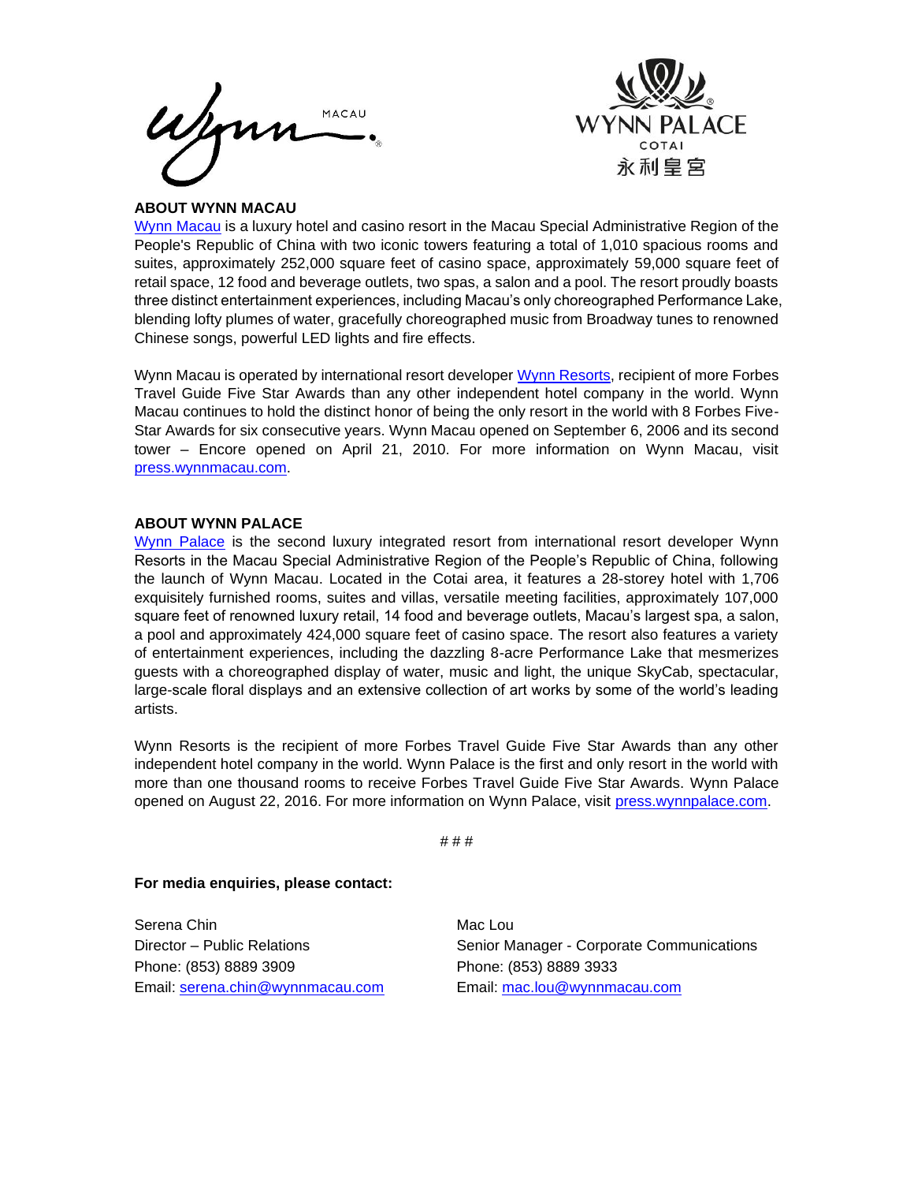## ABOUT WYNN MACAU

Wynn Macau is a luxury hotel and casino resort in the Macau Special Administrative Region of the People's Republic of China with two iconic towers featuring a total of 1,010 spacious rooms and suites, approximately 252,000 square feet of casino space, approximately 59,000 square feet of retail space, 12 food and beverage outlets, two spas, a salon and a pool. The resort proudly boasts three distinct entertainment experiences, including Macau's only choreographed Performance Lake, blending lofty plumes of water, gracefully choreographed music from Broadway tunes to renowned Chinese songs, powerful LED lights and fire effects.

Wynn Macau is operated by international resort developer Wynn Resorts, recipient of more Forbes Travel Guide Five Star Awards than any other independent hotel company in the world. Wynn Macau continues to hold the distinct honor of being the only resort in the world with 8 Forbes Five-Star Awards for six consecutive years. Wynn Macau opened on September 6, 2006 and its second tower – Encore opened on April 21, 2010. For more information on Wynn Macau, visit press.wynnmacau.com.

## ABOUT WYNN PALACE

Wynn Palace is the second luxury integrated resort from international resort developer Wynn Resorts in the Macau Special Administrative Region of the People's Republic of China, following the launch of Wynn Macau. Located in the Cotai area, it features a 28-storey hotel with 1,706 exquisitely furnished rooms, suites and villas, versatile meeting facilities, approximately 107,000 square feet of renowned luxury retail, 14 food and beverage outlets, Macau's largest spa, a salon, a pool and approximately 424,000 square feet of casino space. The resort also features a variety of entertainment experiences, including the dazzling 8-acre Performance Lake that mesmerizes guests with a choreographed display of water, music and light, the unique SkyCab, spectacular, large-scale floral displays and an extensive collection of art works by some of the world's leading artists.

Wynn Resorts is the recipient of more Forbes Travel Guide Five Star Awards than any other independent hotel company in the world. Wynn Palace is the first and only resort in the world with more than one thousand rooms to receive Forbes Travel Guide Five Star Awards. Wynn Palace opened on August 22, 2016. For more information on Wynn Palace, visit press.wynnpalace.com.

# # #

**For media enquiries, please contact:**

Serena Chin
Director – Public Relations
Phone: (853) 8889 3909
Email: serena.chin@wynnmacau.com

Mac Lou
Senior Manager - Corporate Communications
Phone: (853) 8889 3933
Email: mac.lou@wynnmacau.com